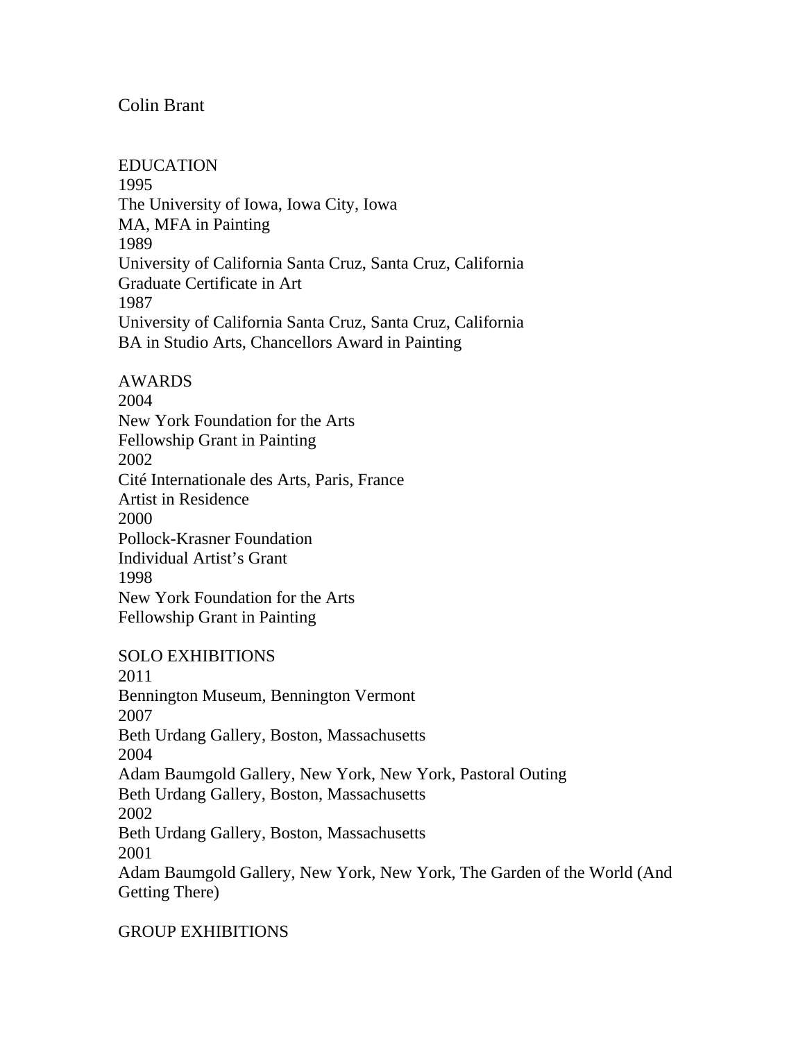# Colin Brant

## EDUCATION

1995
The University of Iowa, Iowa City, Iowa
MA, MFA in Painting

1989
University of California Santa Cruz, Santa Cruz, California
Graduate Certificate in Art

1987
University of California Santa Cruz, Santa Cruz, California
BA in Studio Arts, Chancellors Award in Painting

## AWARDS

2004
New York Foundation for the Arts
Fellowship Grant in Painting

2002
Cité Internationale des Arts, Paris, France
Artist in Residence

2000
Pollock-Krasner Foundation
Individual Artist's Grant

1998
New York Foundation for the Arts
Fellowship Grant in Painting

## SOLO EXHIBITIONS

2011
Bennington Museum, Bennington Vermont

2007
Beth Urdang Gallery, Boston, Massachusetts

2004
Adam Baumgold Gallery, New York, New York, Pastoral Outing
Beth Urdang Gallery, Boston, Massachusetts

2002
Beth Urdang Gallery, Boston, Massachusetts

2001
Adam Baumgold Gallery, New York, New York, The Garden of the World (And Getting There)

## GROUP EXHIBITIONS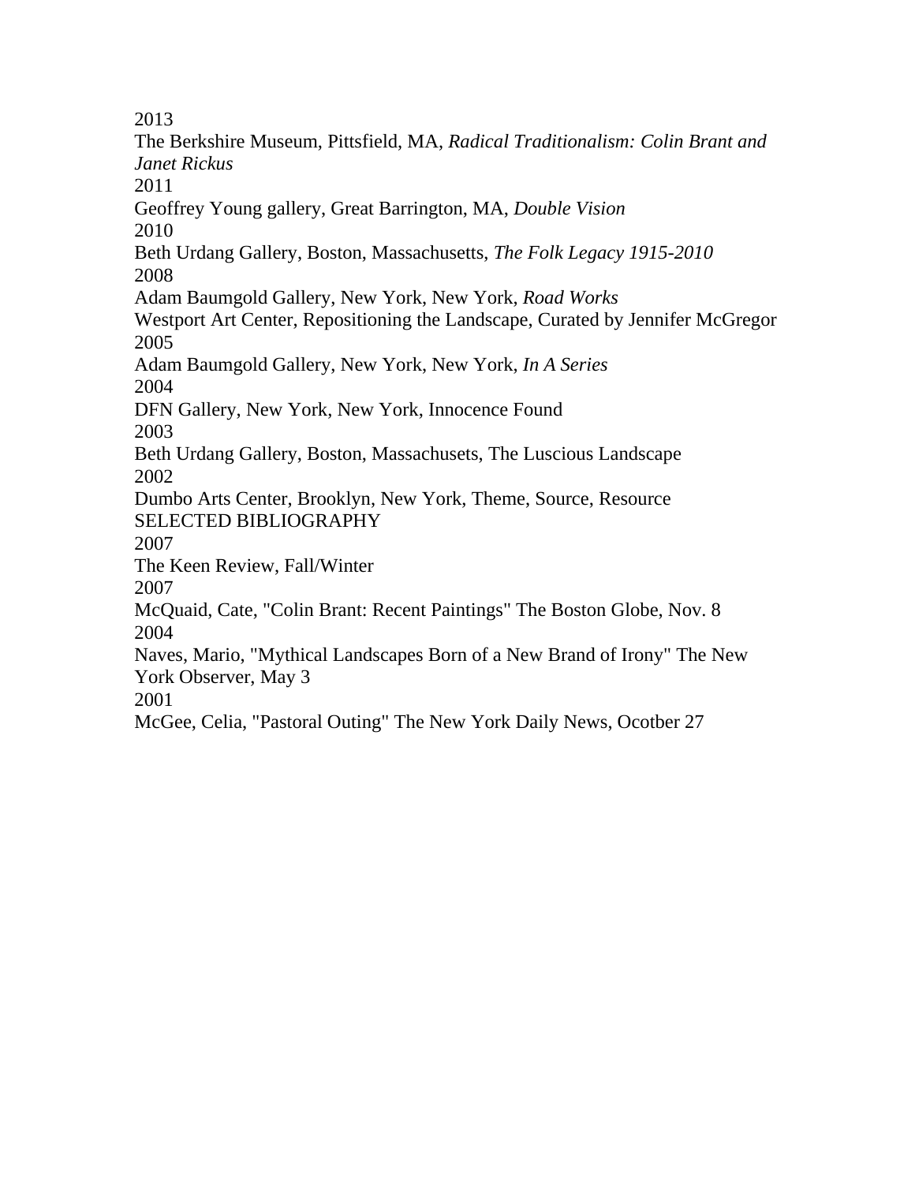2013

The Berkshire Museum, Pittsfield, MA, *Radical Traditionalism: Colin Brant and Janet Rickus*

2011

Geoffrey Young gallery, Great Barrington, MA, *Double Vision*

2010

Beth Urdang Gallery, Boston, Massachusetts, *The Folk Legacy 1915-2010*

2008

Adam Baumgold Gallery, New York, New York, *Road Works*

Westport Art Center, Repositioning the Landscape, Curated by Jennifer McGregor

2005

Adam Baumgold Gallery, New York, New York, *In A Series*

2004

DFN Gallery, New York, New York, Innocence Found

2003

Beth Urdang Gallery, Boston, Massachusets, The Luscious Landscape

2002

Dumbo Arts Center, Brooklyn, New York, Theme, Source, Resource

SELECTED BIBLIOGRAPHY

2007

The Keen Review, Fall/Winter

2007

McQuaid, Cate, "Colin Brant: Recent Paintings" The Boston Globe, Nov. 8

2004

Naves, Mario, "Mythical Landscapes Born of a New Brand of Irony" The New York Observer, May 3

2001

McGee, Celia, "Pastoral Outing" The New York Daily News, Ocotber 27